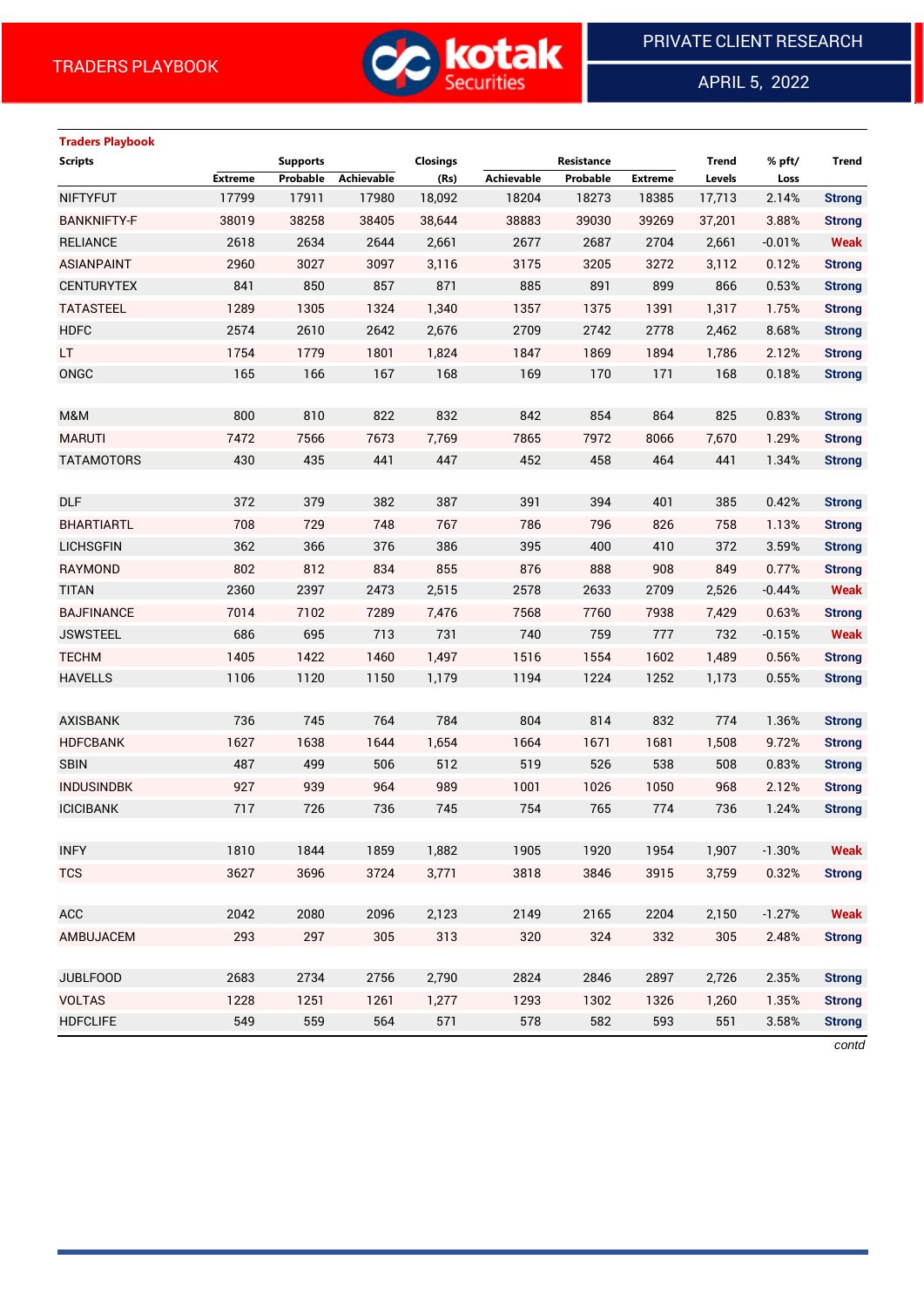TRADERS PLAYBOOK

PRIVATE CLIENT RESEARCH

APRIL 5, 2022

**Traders Playbook**

| Scripts | Supports | | | Closings | Resistance | | | Trend | % pft/ | Trend |
|---|---|---|---|---|---|---|---|---|---|---|
| | Extreme | Probable | Achievable | (Rs) | Achievable | Probable | Extreme | Levels | Loss | |
| NIFTYFUT | 17799 | 17911 | 17980 | 18,092 | 18204 | 18273 | 18385 | 17,713 | 2.14% | Strong |
| BANKNIFTY-F | 38019 | 38258 | 38405 | 38,644 | 38883 | 39030 | 39269 | 37,201 | 3.88% | Strong |
| RELIANCE | 2618 | 2634 | 2644 | 2,661 | 2677 | 2687 | 2704 | 2,661 | -0.01% | Weak |
| ASIANPAINT | 2960 | 3027 | 3097 | 3,116 | 3175 | 3205 | 3272 | 3,112 | 0.12% | Strong |
| CENTURYTEX | 841 | 850 | 857 | 871 | 885 | 891 | 899 | 866 | 0.53% | Strong |
| TATASTEEL | 1289 | 1305 | 1324 | 1,340 | 1357 | 1375 | 1391 | 1,317 | 1.75% | Strong |
| HDFC | 2574 | 2610 | 2642 | 2,676 | 2709 | 2742 | 2778 | 2,462 | 8.68% | Strong |
| LT | 1754 | 1779 | 1801 | 1,824 | 1847 | 1869 | 1894 | 1,786 | 2.12% | Strong |
| ONGC | 165 | 166 | 167 | 168 | 169 | 170 | 171 | 168 | 0.18% | Strong |
| | | | | | | | | | | |
| M&M | 800 | 810 | 822 | 832 | 842 | 854 | 864 | 825 | 0.83% | Strong |
| MARUTI | 7472 | 7566 | 7673 | 7,769 | 7865 | 7972 | 8066 | 7,670 | 1.29% | Strong |
| TATAMOTORS | 430 | 435 | 441 | 447 | 452 | 458 | 464 | 441 | 1.34% | Strong |
| | | | | | | | | | | |
| DLF | 372 | 379 | 382 | 387 | 391 | 394 | 401 | 385 | 0.42% | Strong |
| BHARTIARTL | 708 | 729 | 748 | 767 | 786 | 796 | 826 | 758 | 1.13% | Strong |
| LICHSGFIN | 362 | 366 | 376 | 386 | 395 | 400 | 410 | 372 | 3.59% | Strong |
| RAYMOND | 802 | 812 | 834 | 855 | 876 | 888 | 908 | 849 | 0.77% | Strong |
| TITAN | 2360 | 2397 | 2473 | 2,515 | 2578 | 2633 | 2709 | 2,526 | -0.44% | Weak |
| BAJFINANCE | 7014 | 7102 | 7289 | 7,476 | 7568 | 7760 | 7938 | 7,429 | 0.63% | Strong |
| JSWSTEEL | 686 | 695 | 713 | 731 | 740 | 759 | 777 | 732 | -0.15% | Weak |
| TECHM | 1405 | 1422 | 1460 | 1,497 | 1516 | 1554 | 1602 | 1,489 | 0.56% | Strong |
| HAVELLS | 1106 | 1120 | 1150 | 1,179 | 1194 | 1224 | 1252 | 1,173 | 0.55% | Strong |
| | | | | | | | | | | |
| AXISBANK | 736 | 745 | 764 | 784 | 804 | 814 | 832 | 774 | 1.36% | Strong |
| HDFCBANK | 1627 | 1638 | 1644 | 1,654 | 1664 | 1671 | 1681 | 1,508 | 9.72% | Strong |
| SBIN | 487 | 499 | 506 | 512 | 519 | 526 | 538 | 508 | 0.83% | Strong |
| INDUSINDBK | 927 | 939 | 964 | 989 | 1001 | 1026 | 1050 | 968 | 2.12% | Strong |
| ICICIBANK | 717 | 726 | 736 | 745 | 754 | 765 | 774 | 736 | 1.24% | Strong |
| | | | | | | | | | | |
| INFY | 1810 | 1844 | 1859 | 1,882 | 1905 | 1920 | 1954 | 1,907 | -1.30% | Weak |
| TCS | 3627 | 3696 | 3724 | 3,771 | 3818 | 3846 | 3915 | 3,759 | 0.32% | Strong |
| | | | | | | | | | | |
| ACC | 2042 | 2080 | 2096 | 2,123 | 2149 | 2165 | 2204 | 2,150 | -1.27% | Weak |
| AMBUJACEM | 293 | 297 | 305 | 313 | 320 | 324 | 332 | 305 | 2.48% | Strong |
| | | | | | | | | | | |
| JUBLFOOD | 2683 | 2734 | 2756 | 2,790 | 2824 | 2846 | 2897 | 2,726 | 2.35% | Strong |
| VOLTAS | 1228 | 1251 | 1261 | 1,277 | 1293 | 1302 | 1326 | 1,260 | 1.35% | Strong |
| HDFCLIFE | 549 | 559 | 564 | 571 | 578 | 582 | 593 | 551 | 3.58% | Strong |

*contd*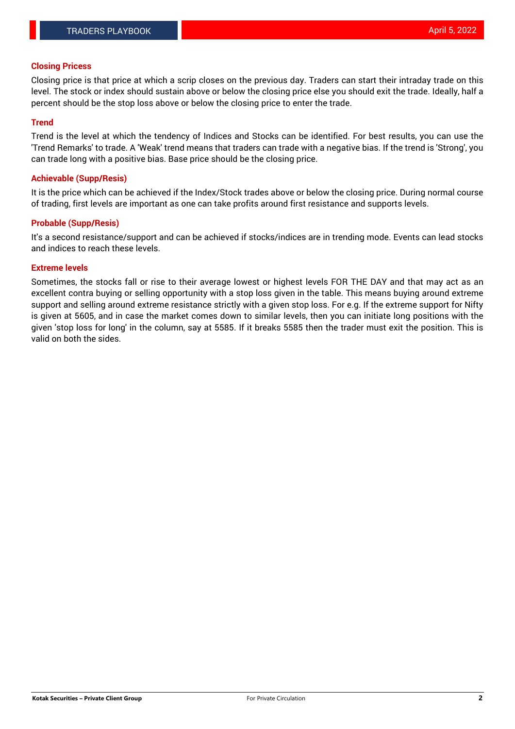## Closing Pricess

Closing price is that price at which a scrip closes on the previous day. Traders can start their intraday trade on this level. The stock or index should sustain above or below the closing price else you should exit the trade. Ideally, half a percent should be the stop loss above or below the closing price to enter the trade.

## Trend

Trend is the level at which the tendency of Indices and Stocks can be identified. For best results, you can use the 'Trend Remarks' to trade. A 'Weak' trend means that traders can trade with a negative bias. If the trend is 'Strong', you can trade long with a positive bias. Base price should be the closing price.

## Achievable (Supp/Resis)

It is the price which can be achieved if the Index/Stock trades above or below the closing price. During normal course of trading, first levels are important as one can take profits around first resistance and supports levels.

## Probable (Supp/Resis)

It's a second resistance/support and can be achieved if stocks/indices are in trending mode. Events can lead stocks and indices to reach these levels.

## Extreme levels

Sometimes, the stocks fall or rise to their average lowest or highest levels FOR THE DAY and that may act as an excellent contra buying or selling opportunity with a stop loss given in the table. This means buying around extreme support and selling around extreme resistance strictly with a given stop loss. For e.g. If the extreme support for Nifty is given at 5605, and in case the market comes down to similar levels, then you can initiate long positions with the given 'stop loss for long' in the column, say at 5585. If it breaks 5585 then the trader must exit the position. This is valid on both the sides.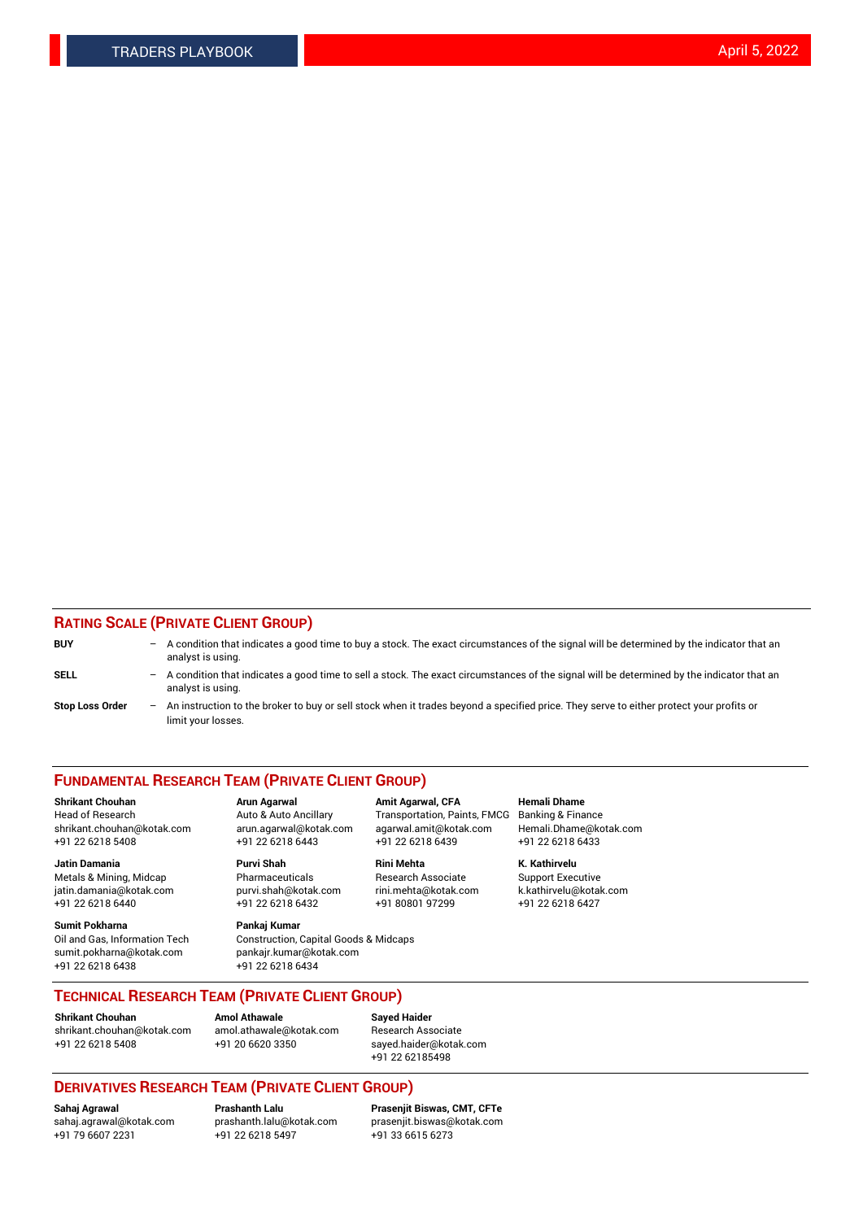## Rating Scale (Private Client Group)

**BUY** – A condition that indicates a good time to buy a stock. The exact circumstances of the signal will be determined by the indicator that an analyst is using.

**SELL** – A condition that indicates a good time to sell a stock. The exact circumstances of the signal will be determined by the indicator that an analyst is using.

**Stop Loss Order** – An instruction to the broker to buy or sell stock when it trades beyond a specified price. They serve to either protect your profits or limit your losses.

## Fundamental Research Team (Private Client Group)

**Shrikant Chouhan**
Head of Research
shrikant.chouhan@kotak.com
+91 22 6218 5408

**Arun Agarwal**
Auto & Auto Ancillary
arun.agarwal@kotak.com
+91 22 6218 6443

**Amit Agarwal, CFA**
Transportation, Paints, FMCG
agarwal.amit@kotak.com
+91 22 6218 6439

**Hemali Dhame**
Banking & Finance
Hemali.Dhame@kotak.com
+91 22 6218 6433

**Jatin Damania**
Metals & Mining, Midcap
jatin.damania@kotak.com
+91 22 6218 6440

**Purvi Shah**
Pharmaceuticals
purvi.shah@kotak.com
+91 22 6218 6432

**Rini Mehta**
Research Associate
rini.mehta@kotak.com
+91 80801 97299

**K. Kathirvelu**
Support Executive
k.kathirvelu@kotak.com
+91 22 6218 6427

**Sumit Pokharna**
Oil and Gas, Information Tech
sumit.pokharna@kotak.com
+91 22 6218 6438

**Pankaj Kumar**
Construction, Capital Goods & Midcaps
pankajr.kumar@kotak.com
+91 22 6218 6434

## Technical Research Team (Private Client Group)

**Shrikant Chouhan**
shrikant.chouhan@kotak.com
+91 22 6218 5408

**Amol Athawale**
amol.athawale@kotak.com
+91 20 6620 3350

**Sayed Haider**
Research Associate
sayed.haider@kotak.com
+91 22 62185498

## Derivatives Research Team (Private Client Group)

**Sahaj Agrawal**
sahaj.agrawal@kotak.com
+91 79 6607 2231

**Prashanth Lalu**
prashanth.lalu@kotak.com
+91 22 6218 5497

**Prasenjit Biswas, CMT, CFTe**
prasenjit.biswas@kotak.com
+91 33 6615 6273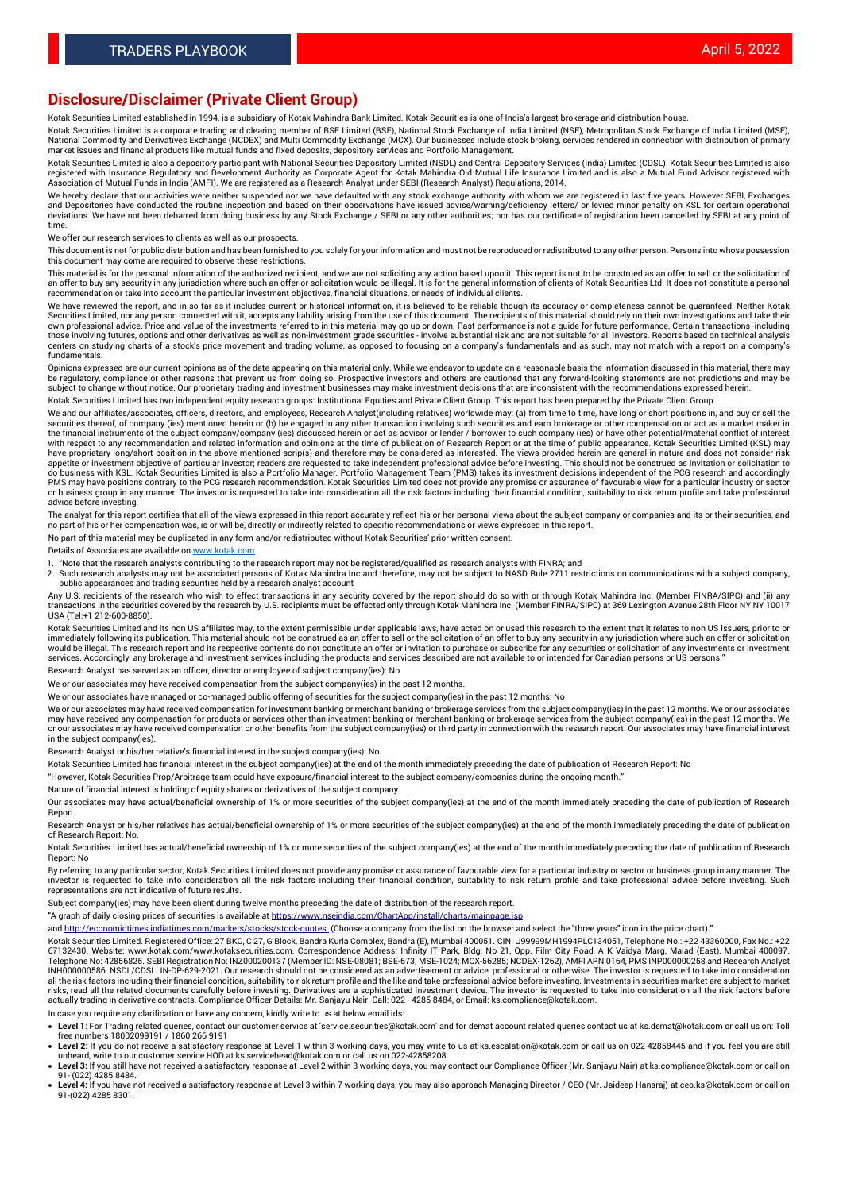## Disclosure/Disclaimer (Private Client Group)

Kotak Securities Limited established in 1994, is a subsidiary of Kotak Mahindra Bank Limited. Kotak Securities is one of India's largest brokerage and distribution house.

Kotak Securities Limited is a corporate trading and clearing member of BSE Limited (BSE), National Stock Exchange of India Limited (NSE), Metropolitan Stock Exchange of India Limited (MSE), National Commodity and Derivatives Exchange (NCDEX) and Multi Commodity Exchange (MCX). Our businesses include stock broking, services rendered in connection with distribution of primary market issues and financial products like mutual funds and fixed deposits, depository services and Portfolio Management.

Kotak Securities Limited is also a depository participant with National Securities Depository Limited (NSDL) and Central Depository Services (India) Limited (CDSL). Kotak Securities Limited is also registered with Insurance Regulatory and Development Authority as Corporate Agent for Kotak Mahindra Old Mutual Life Insurance Limited and is also a Mutual Fund Advisor registered with Association of Mutual Funds in India (AMFI). We are registered as a Research Analyst under SEBI (Research Analyst) Regulations, 2014.

We hereby declare that our activities were neither suspended nor we have defaulted with any stock exchange authority with whom we are registered in last five years. However SEBI, Exchanges and Depositories have conducted the routine inspection and based on their observations have issued advise/warning/deficiency letters/ or levied minor penalty on KSL for certain operational deviations. We have not been debarred from doing business by any Stock Exchange / SEBI or any other authorities; nor has our certificate of registration been cancelled by SEBI at any point of time.

We offer our research services to clients as well as our prospects.

This document is not for public distribution and has been furnished to you solely for your information and must not be reproduced or redistributed to any other person. Persons into whose possession this document may come are required to observe these restrictions.

This material is for the personal information of the authorized recipient, and we are not soliciting any action based upon it. This report is not to be construed as an offer to sell or the solicitation of an offer to buy any security in any jurisdiction where such an offer or solicitation would be illegal. It is for the general information of clients of Kotak Securities Ltd. It does not constitute a personal recommendation or take into account the particular investment objectives, financial situations, or needs of individual clients.

We have reviewed the report, and in so far as it includes current or historical information, it is believed to be reliable though its accuracy or completeness cannot be guaranteed. Neither Kotak Securities Limited, nor any person connected with it, accepts any liability arising from the use of this document. The recipients of this material should rely on their own investigations and take their own professional advice. Price and value of the investments referred to in this material may go up or down. Past performance is not a guide for future performance. Certain transactions -including those involving futures, options and other derivatives as well as non-investment grade securities - involve substantial risk and are not suitable for all investors. Reports based on technical analysis centers on studying charts of a stock's price movement and trading volume, as opposed to focusing on a company's fundamentals and as such, may not match with a report on a company's fundamentals.

Opinions expressed are our current opinions as of the date appearing on this material only. While we endeavor to update on a reasonable basis the information discussed in this material, there may be regulatory, compliance or other reasons that prevent us from doing so. Prospective investors and others are cautioned that any forward-looking statements are not predictions and may be subject to change without notice. Our proprietary trading and investment businesses may make investment decisions that are inconsistent with the recommendations expressed herein.

Kotak Securities Limited has two independent equity research groups: Institutional Equities and Private Client Group. This report has been prepared by the Private Client Group.

We and our affiliates/associates, officers, directors, and employees, Research Analyst(including relatives) worldwide may: (a) from time to time, have long or short positions in, and buy or sell the securities thereof, of company (ies) mentioned herein or (b) be engaged in any other transaction involving such securities and earn brokerage or other compensation or act as a market maker in the financial instruments of the subject company/company (ies) discussed herein or act as advisor or lender / borrower to such company (ies) or have other potential/material conflict of interest with respect to any recommendation and related information and opinions at the time of publication of Research Report or at the time of public appearance. Kotak Securities Limited (KSL) may have proprietary long/short position in the above mentioned scrip(s) and therefore may be considered as interested. The views provided herein are general in nature and does not consider risk appetite or investment objective of particular investor; readers are requested to take independent professional advice before investing. This should not be construed as invitation or solicitation to do business with KSL. Kotak Securities Limited is also a Portfolio Manager. Portfolio Management Team (PMS) takes its investment decisions independent of the PCG research and accordingly PMS may have positions contrary to the PCG research recommendation. Kotak Securities Limited does not provide any promise or assurance of favourable view for a particular industry or sector or business group in any manner. The investor is requested to take into consideration all the risk factors including their financial condition, suitability to risk return profile and take professional advice before investing.

The analyst for this report certifies that all of the views expressed in this report accurately reflect his or her personal views about the subject company or companies and its or their securities, and no part of his or her compensation was, is or will be, directly or indirectly related to specific recommendations or views expressed in this report.

No part of this material may be duplicated in any form and/or redistributed without Kotak Securities' prior written consent.

Details of Associates are available on www.kotak.com

1. "Note that the research analysts contributing to the research report may not be registered/qualified as research analysts with FINRA; and
2. Such research analysts may not be associated persons of Kotak Mahindra Inc and therefore, may not be subject to NASD Rule 2711 restrictions on communications with a subject company, public appearances and trading securities held by a research analyst account

Any U.S. recipients of the research who wish to effect transactions in any security covered by the report should do so with or through Kotak Mahindra Inc. (Member FINRA/SIPC) and (ii) any transactions in the securities covered by the research by U.S. recipients must be effected only through Kotak Mahindra Inc. (Member FINRA/SIPC) at 369 Lexington Avenue 28th Floor NY NY 10017 USA (Tel:+1 212-600-8850).

Kotak Securities Limited and its non US affiliates may, to the extent permissible under applicable laws, have acted on or used this research to the extent that it relates to non US issuers, prior to or immediately following its publication. This material should not be construed as an offer to sell or the solicitation of an offer to buy any security in any jurisdiction where such an offer or solicitation would be illegal. This research report and its respective contents do not constitute an offer or invitation to purchase or subscribe for any securities or solicitation of any investments or investment services. Accordingly, any brokerage and investment services including the products and services described are not available to or intended for Canadian persons or US persons."

Research Analyst has served as an officer, director or employee of subject company(ies): No

We or our associates may have received compensation from the subject company(ies) in the past 12 months.

We or our associates have managed or co-managed public offering of securities for the subject company(ies) in the past 12 months: No

We or our associates may have received compensation for investment banking or merchant banking or brokerage services from the subject company(ies) in the past 12 months. We or our associates may have received any compensation for products or services other than investment banking or merchant banking or brokerage services from the subject company(ies) in the past 12 months. We or our associates may have received compensation or other benefits from the subject company(ies) or third party in connection with the research report. Our associates may have financial interest in the subject company(ies).

Research Analyst or his/her relative's financial interest in the subject company(ies): No

Kotak Securities Limited has financial interest in the subject company(ies) at the end of the month immediately preceding the date of publication of Research Report: No

"However, Kotak Securities Prop/Arbitrage team could have exposure/financial interest to the subject company/companies during the ongoing month."

Nature of financial interest is holding of equity shares or derivatives of the subject company.

Our associates may have actual/beneficial ownership of 1% or more securities of the subject company(ies) at the end of the month immediately preceding the date of publication of Research Report.

Research Analyst or his/her relatives has actual/beneficial ownership of 1% or more securities of the subject company(ies) at the end of the month immediately preceding the date of publication of Research Report: No.

Kotak Securities Limited has actual/beneficial ownership of 1% or more securities of the subject company(ies) at the end of the month immediately preceding the date of publication of Research Report: No

By referring to any particular sector, Kotak Securities Limited does not provide any promise or assurance of favourable view for a particular industry or sector or business group in any manner. The investor is requested to take into consideration all the risk factors including their financial condition, suitability to risk return profile and take professional advice before investing. Such representations are not indicative of future results.

Subject company(ies) may have been client during twelve months preceding the date of distribution of the research report.

"A graph of daily closing prices of securities is available at https://www.nseindia.com/ChartApp/install/charts/mainpage.jsp

and http://economictimes.indiatimes.com/markets/stocks/stock-quotes. (Choose a company from the list on the browser and select the "three years" icon in the price chart)."

Kotak Securities Limited. Registered Office: 27 BKC, C 27, G Block, Bandra Kurla Complex, Bandra (E), Mumbai 400051. CIN: U99999MH1994PLC134051, Telephone No.: +22 43360000, Fax No.: +22 67132430. Website: www.kotak.com/www.kotaksecurities.com. Correspondence Address: Infinity IT Park, Bldg. No 21, Opp. Film City Road, A K Vaidya Marg, Malad (East), Mumbai 400097. Telephone No: 42856825. SEBI Registration No: INZ000200137 (Member ID: NSE-08081; BSE-673; MSE-1024; MCX-56285; NCDEX-1262), AMFI ARN 0164, PMS INP000000258 and Research Analyst INH000000586. NSDL/CDSL: IN-DP-629-2021. Our research should not be considered as an advertisement or advice, professional or otherwise. The investor is requested to take into consideration all the risk factors including their financial condition, suitability to risk return profile and the like and take professional advice before investing. Investments in securities market are subject to market risks, read all the related documents carefully before investing. Derivatives are a sophisticated investment device. The investor is requested to take into consideration all the risk factors before actually trading in derivative contracts. Compliance Officer Details: Mr. Sanjayu Nair. Call: 022 - 4285 8484, or Email: ks.compliance@kotak.com.

In case you require any clarification or have any concern, kindly write to us at below email ids:

- **Level 1**: For Trading related queries, contact our customer service at 'service.securities@kotak.com' and for demat account related queries contact us at ks.demat@kotak.com or call us on: Toll free numbers 18002099191 / 1860 266 9191
- **Level 2:** If you do not receive a satisfactory response at Level 1 within 3 working days, you may write to us at ks.escalation@kotak.com or call us on 022-42858445 and if you feel you are still unheard, write to our customer service HOD at ks.servicehead@kotak.com or call us on 022-42858208.
- **Level 3:** If you still have not received a satisfactory response at Level 2 within 3 working days, you may contact our Compliance Officer (Mr. Sanjayu Nair) at ks.compliance@kotak.com or call on 91- (022) 4285 8484.
- **Level 4:** If you have not received a satisfactory response at Level 3 within 7 working days, you may also approach Managing Director / CEO (Mr. Jaideep Hansraj) at ceo.ks@kotak.com or call on 91-(022) 4285 8301.